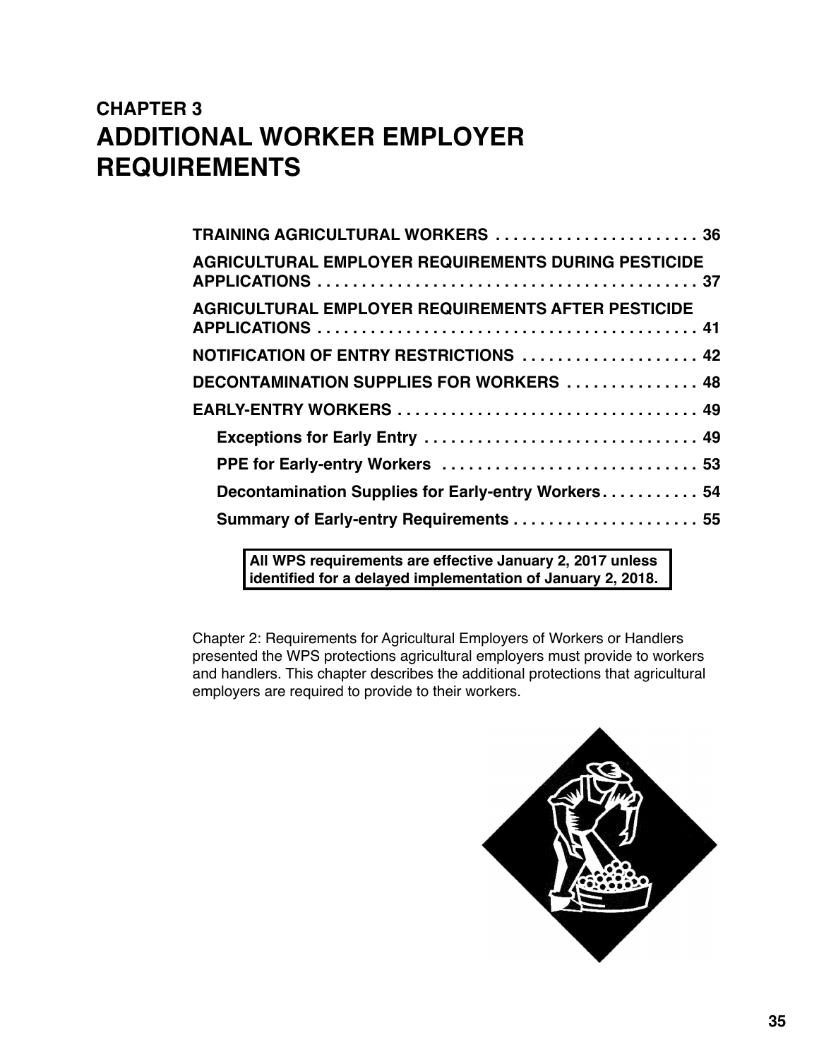# CHAPTER 3
# ADDITIONAL WORKER EMPLOYER REQUIREMENTS

**TRAINING AGRICULTURAL WORKERS** . . . . . . . . . . . . . . . . . . . . . . . 36

**AGRICULTURAL EMPLOYER REQUIREMENTS DURING PESTICIDE APPLICATIONS** . . . . . . . . . . . . . . . . . . . . . . . . . . . . . . . . . . . . . . . . . . . 37

**AGRICULTURAL EMPLOYER REQUIREMENTS AFTER PESTICIDE APPLICATIONS** . . . . . . . . . . . . . . . . . . . . . . . . . . . . . . . . . . . . . . . . . . . 41

**NOTIFICATION OF ENTRY RESTRICTIONS** . . . . . . . . . . . . . . . . . . . . 42

**DECONTAMINATION SUPPLIES FOR WORKERS** . . . . . . . . . . . . . . . 48

**EARLY-ENTRY WORKERS** . . . . . . . . . . . . . . . . . . . . . . . . . . . . . . . . . . 49

- **Exceptions for Early Entry** . . . . . . . . . . . . . . . . . . . . . . . . . . . . . . . 49
- **PPE for Early-entry Workers** . . . . . . . . . . . . . . . . . . . . . . . . . . . . . 53
- **Decontamination Supplies for Early-entry Workers** . . . . . . . . . . . 54
- **Summary of Early-entry Requirements** . . . . . . . . . . . . . . . . . . . . . 55

**All WPS requirements are effective January 2, 2017 unless identified for a delayed implementation of January 2, 2018.**

Chapter 2: Requirements for Agricultural Employers of Workers or Handlers presented the WPS protections agricultural employers must provide to workers and handlers. This chapter describes the additional protections that agricultural employers are required to provide to their workers.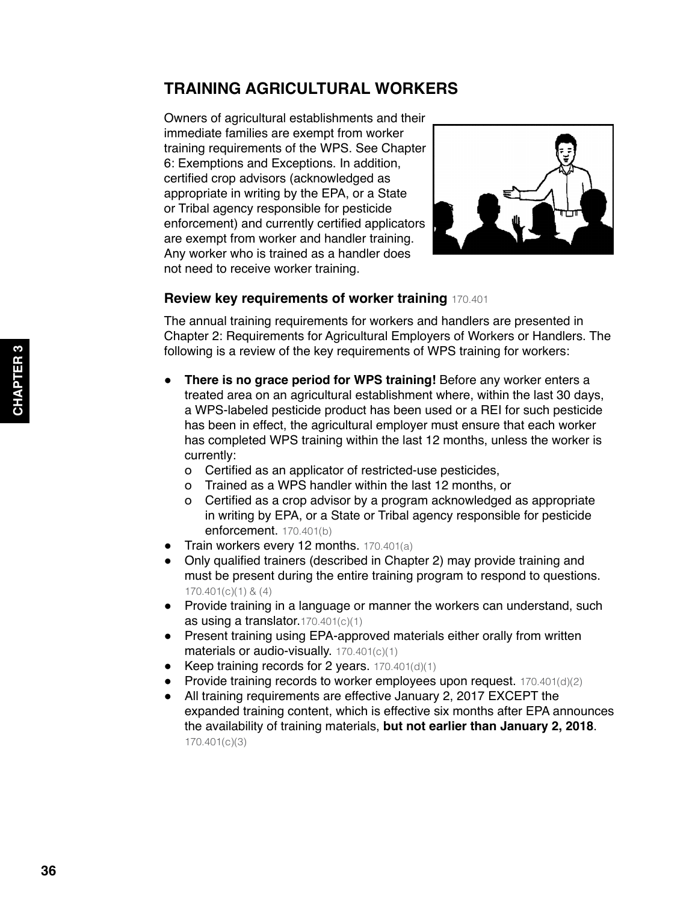## TRAINING AGRICULTURAL WORKERS

Owners of agricultural establishments and their immediate families are exempt from worker training requirements of the WPS. See Chapter 6: Exemptions and Exceptions. In addition, certified crop advisors (acknowledged as appropriate in writing by the EPA, or a State or Tribal agency responsible for pesticide enforcement) and currently certified applicators are exempt from worker and handler training. Any worker who is trained as a handler does not need to receive worker training.

### Review key requirements of worker training 170.401

The annual training requirements for workers and handlers are presented in Chapter 2: Requirements for Agricultural Employers of Workers or Handlers. The following is a review of the key requirements of WPS training for workers:

- **There is no grace period for WPS training!** Before any worker enters a treated area on an agricultural establishment where, within the last 30 days, a WPS-labeled pesticide product has been used or a REI for such pesticide has been in effect, the agricultural employer must ensure that each worker has completed WPS training within the last 12 months, unless the worker is currently:
  - Certified as an applicator of restricted-use pesticides,
  - Trained as a WPS handler within the last 12 months, or
  - Certified as a crop advisor by a program acknowledged as appropriate in writing by EPA, or a State or Tribal agency responsible for pesticide enforcement. 170.401(b)
- Train workers every 12 months. 170.401(a)
- Only qualified trainers (described in Chapter 2) may provide training and must be present during the entire training program to respond to questions. 170.401(c)(1) & (4)
- Provide training in a language or manner the workers can understand, such as using a translator. 170.401(c)(1)
- Present training using EPA-approved materials either orally from written materials or audio-visually. 170.401(c)(1)
- Keep training records for 2 years. 170.401(d)(1)
- Provide training records to worker employees upon request. 170.401(d)(2)
- All training requirements are effective January 2, 2017 EXCEPT the expanded training content, which is effective six months after EPA announces the availability of training materials, **but not earlier than January 2, 2018**. 170.401(c)(3)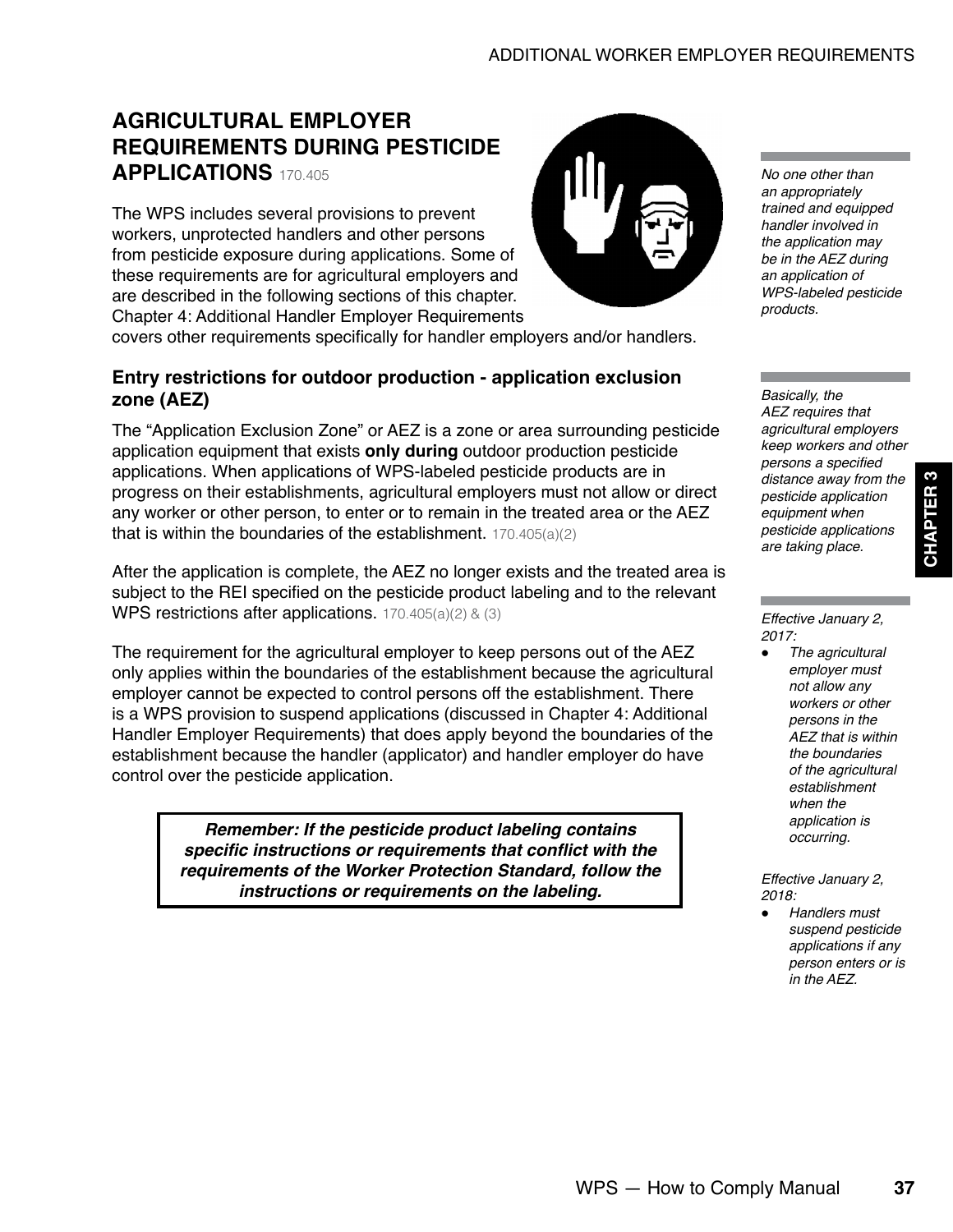## AGRICULTURAL EMPLOYER REQUIREMENTS DURING PESTICIDE APPLICATIONS 170.405

The WPS includes several provisions to prevent workers, unprotected handlers and other persons from pesticide exposure during applications. Some of these requirements are for agricultural employers and are described in the following sections of this chapter. Chapter 4: Additional Handler Employer Requirements covers other requirements specifically for handler employers and/or handlers.

*No one other than an appropriately trained and equipped handler involved in the application may be in the AEZ during an application of WPS-labeled pesticide products.*

### Entry restrictions for outdoor production - application exclusion zone (AEZ)

The "Application Exclusion Zone" or AEZ is a zone or area surrounding pesticide application equipment that exists **only during** outdoor production pesticide applications. When applications of WPS-labeled pesticide products are in progress on their establishments, agricultural employers must not allow or direct any worker or other person, to enter or to remain in the treated area or the AEZ that is within the boundaries of the establishment. 170.405(a)(2)

*Basically, the AEZ requires that agricultural employers keep workers and other persons a specified distance away from the pesticide application equipment when pesticide applications are taking place.*

After the application is complete, the AEZ no longer exists and the treated area is subject to the REI specified on the pesticide product labeling and to the relevant WPS restrictions after applications. 170.405(a)(2) & (3)

The requirement for the agricultural employer to keep persons out of the AEZ only applies within the boundaries of the establishment because the agricultural employer cannot be expected to control persons off the establishment. There is a WPS provision to suspend applications (discussed in Chapter 4: Additional Handler Employer Requirements) that does apply beyond the boundaries of the establishment because the handler (applicator) and handler employer do have control over the pesticide application.

***Remember: If the pesticide product labeling contains specific instructions or requirements that conflict with the requirements of the Worker Protection Standard, follow the instructions or requirements on the labeling.***

*Effective January 2, 2017:*

- *The agricultural employer must not allow any workers or other persons in the AEZ that is within the boundaries of the agricultural establishment when the application is occurring.*

*Effective January 2, 2018:*

- *Handlers must suspend pesticide applications if any person enters or is in the AEZ.*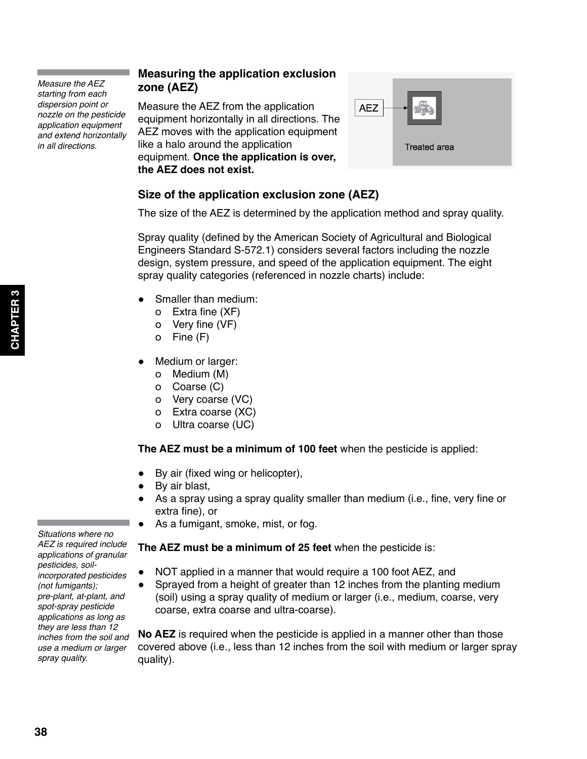*Measure the AEZ starting from each dispersion point or nozzle on the pesticide application equipment and extend horizontally in all directions.*

### Measuring the application exclusion zone (AEZ)

Measure the AEZ from the application equipment horizontally in all directions. The AEZ moves with the application equipment like a halo around the application equipment. **Once the application is over, the AEZ does not exist.**

AEZ

Treated area

### Size of the application exclusion zone (AEZ)

The size of the AEZ is determined by the application method and spray quality.

Spray quality (defined by the American Society of Agricultural and Biological Engineers Standard S-572.1) considers several factors including the nozzle design, system pressure, and speed of the application equipment. The eight spray quality categories (referenced in nozzle charts) include:

- Smaller than medium:
  - Extra fine (XF)
  - Very fine (VF)
  - Fine (F)

- Medium or larger:
  - Medium (M)
  - Coarse (C)
  - Very coarse (VC)
  - Extra coarse (XC)
  - Ultra coarse (UC)

**The AEZ must be a minimum of 100 feet** when the pesticide is applied:

- By air (fixed wing or helicopter),
- By air blast,
- As a spray using a spray quality smaller than medium (i.e., fine, very fine or extra fine), or
- As a fumigant, smoke, mist, or fog.

*Situations where no AEZ is required include applications of granular pesticides, soil-incorporated pesticides (not fumigants); pre-plant, at-plant, and spot-spray pesticide applications as long as they are less than 12 inches from the soil and use a medium or larger spray quality.*

**The AEZ must be a minimum of 25 feet** when the pesticide is:

- NOT applied in a manner that would require a 100 foot AEZ, and
- Sprayed from a height of greater than 12 inches from the planting medium (soil) using a spray quality of medium or larger (i.e., medium, coarse, very coarse, extra coarse and ultra-coarse).

**No AEZ** is required when the pesticide is applied in a manner other than those covered above (i.e., less than 12 inches from the soil with medium or larger spray quality).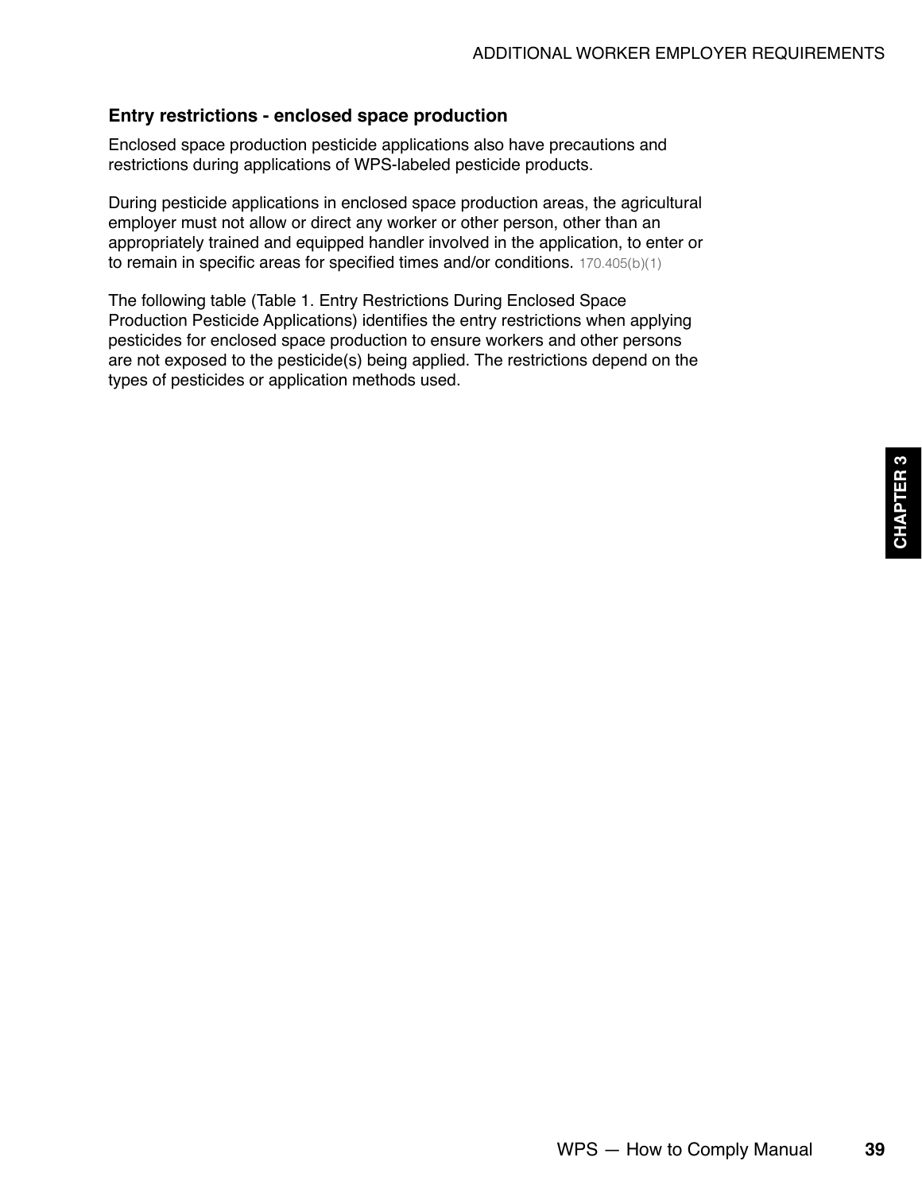### Entry restrictions - enclosed space production

Enclosed space production pesticide applications also have precautions and restrictions during applications of WPS-labeled pesticide products.

During pesticide applications in enclosed space production areas, the agricultural employer must not allow or direct any worker or other person, other than an appropriately trained and equipped handler involved in the application, to enter or to remain in specific areas for specified times and/or conditions. 170.405(b)(1)

The following table (Table 1. Entry Restrictions During Enclosed Space Production Pesticide Applications) identifies the entry restrictions when applying pesticides for enclosed space production to ensure workers and other persons are not exposed to the pesticide(s) being applied. The restrictions depend on the types of pesticides or application methods used.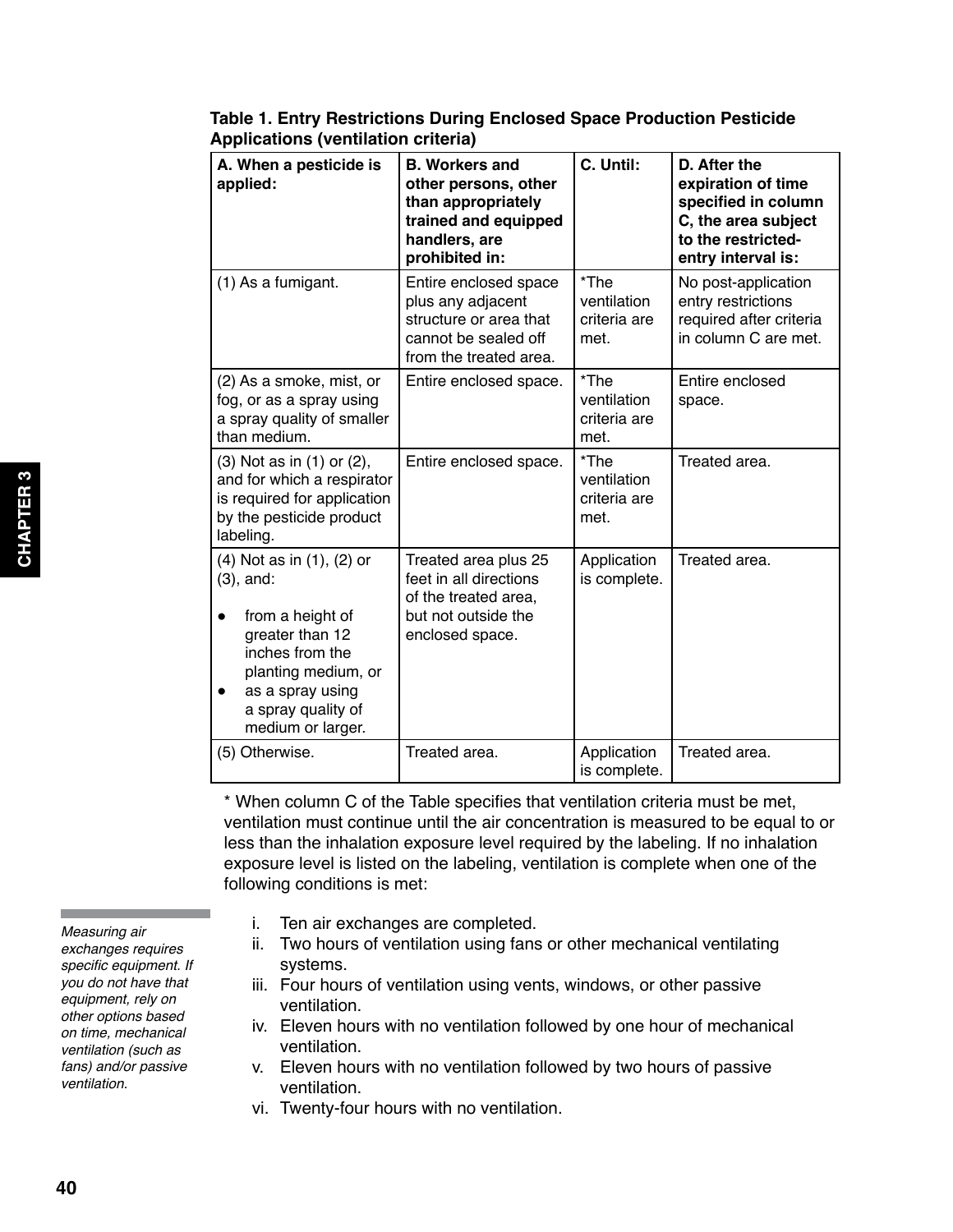**Table 1. Entry Restrictions During Enclosed Space Production Pesticide Applications (ventilation criteria)**

| A. When a pesticide is applied: | B. Workers and other persons, other than appropriately trained and equipped handlers, are prohibited in: | C. Until: | D. After the expiration of time specified in column C, the area subject to the restricted-entry interval is: |
|---|---|---|---|
| (1) As a fumigant. | Entire enclosed space plus any adjacent structure or area that cannot be sealed off from the treated area. | *The ventilation criteria are met. | No post-application entry restrictions required after criteria in column C are met. |
| (2) As a smoke, mist, or fog, or as a spray using a spray quality of smaller than medium. | Entire enclosed space. | *The ventilation criteria are met. | Entire enclosed space. |
| (3) Not as in (1) or (2), and for which a respirator is required for application by the pesticide product labeling. | Entire enclosed space. | *The ventilation criteria are met. | Treated area. |
| (4) Not as in (1), (2) or (3), and: <br> ● from a height of greater than 12 inches from the planting medium, or <br> ● as a spray using a spray quality of medium or larger. | Treated area plus 25 feet in all directions of the treated area, but not outside the enclosed space. | Application is complete. | Treated area. |
| (5) Otherwise. | Treated area. | Application is complete. | Treated area. |

* When column C of the Table specifies that ventilation criteria must be met, ventilation must continue until the air concentration is measured to be equal to or less than the inhalation exposure level required by the labeling. If no inhalation exposure level is listed on the labeling, ventilation is complete when one of the following conditions is met:

*Measuring air exchanges requires specific equipment. If you do not have that equipment, rely on other options based on time, mechanical ventilation (such as fans) and/or passive ventilation.*

i. Ten air exchanges are completed.
ii. Two hours of ventilation using fans or other mechanical ventilating systems.
iii. Four hours of ventilation using vents, windows, or other passive ventilation.
iv. Eleven hours with no ventilation followed by one hour of mechanical ventilation.
v. Eleven hours with no ventilation followed by two hours of passive ventilation.
vi. Twenty-four hours with no ventilation.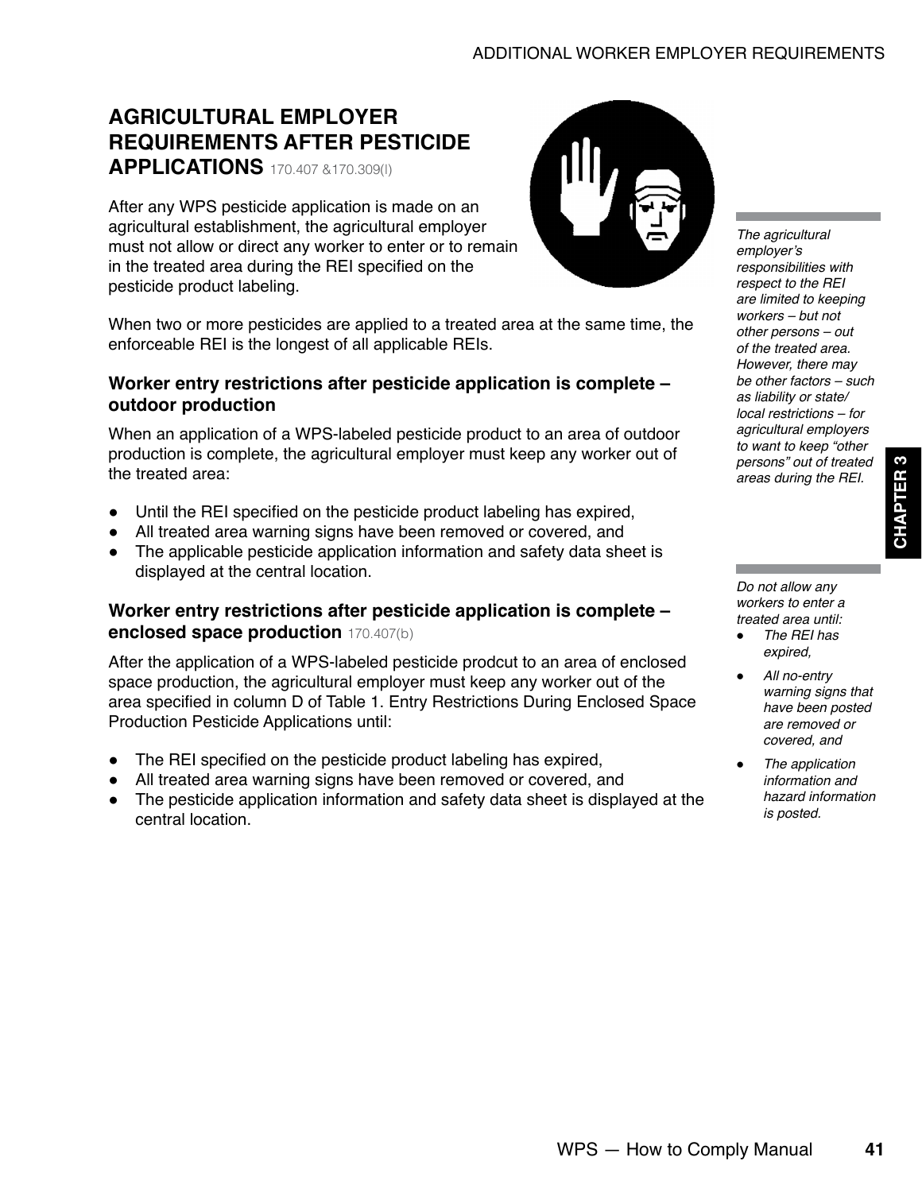## AGRICULTURAL EMPLOYER REQUIREMENTS AFTER PESTICIDE APPLICATIONS 170.407 &170.309(l)

After any WPS pesticide application is made on an agricultural establishment, the agricultural employer must not allow or direct any worker to enter or to remain in the treated area during the REI specified on the pesticide product labeling.

When two or more pesticides are applied to a treated area at the same time, the enforceable REI is the longest of all applicable REIs.

*The agricultural employer's responsibilities with respect to the REI are limited to keeping workers – but not other persons – out of the treated area. However, there may be other factors – such as liability or state/local restrictions – for agricultural employers to want to keep "other persons" out of treated areas during the REI.*

### Worker entry restrictions after pesticide application is complete – outdoor production

When an application of a WPS-labeled pesticide product to an area of outdoor production is complete, the agricultural employer must keep any worker out of the treated area:

- Until the REI specified on the pesticide product labeling has expired,
- All treated area warning signs have been removed or covered, and
- The applicable pesticide application information and safety data sheet is displayed at the central location.

*Do not allow any workers to enter a treated area until:*

- *The REI has expired,*
- *All no-entry warning signs that have been posted are removed or covered, and*
- *The application information and hazard information is posted.*

### Worker entry restrictions after pesticide application is complete – enclosed space production 170.407(b)

After the application of a WPS-labeled pesticide prodcut to an area of enclosed space production, the agricultural employer must keep any worker out of the area specified in column D of Table 1. Entry Restrictions During Enclosed Space Production Pesticide Applications until:

- The REI specified on the pesticide product labeling has expired,
- All treated area warning signs have been removed or covered, and
- The pesticide application information and safety data sheet is displayed at the central location.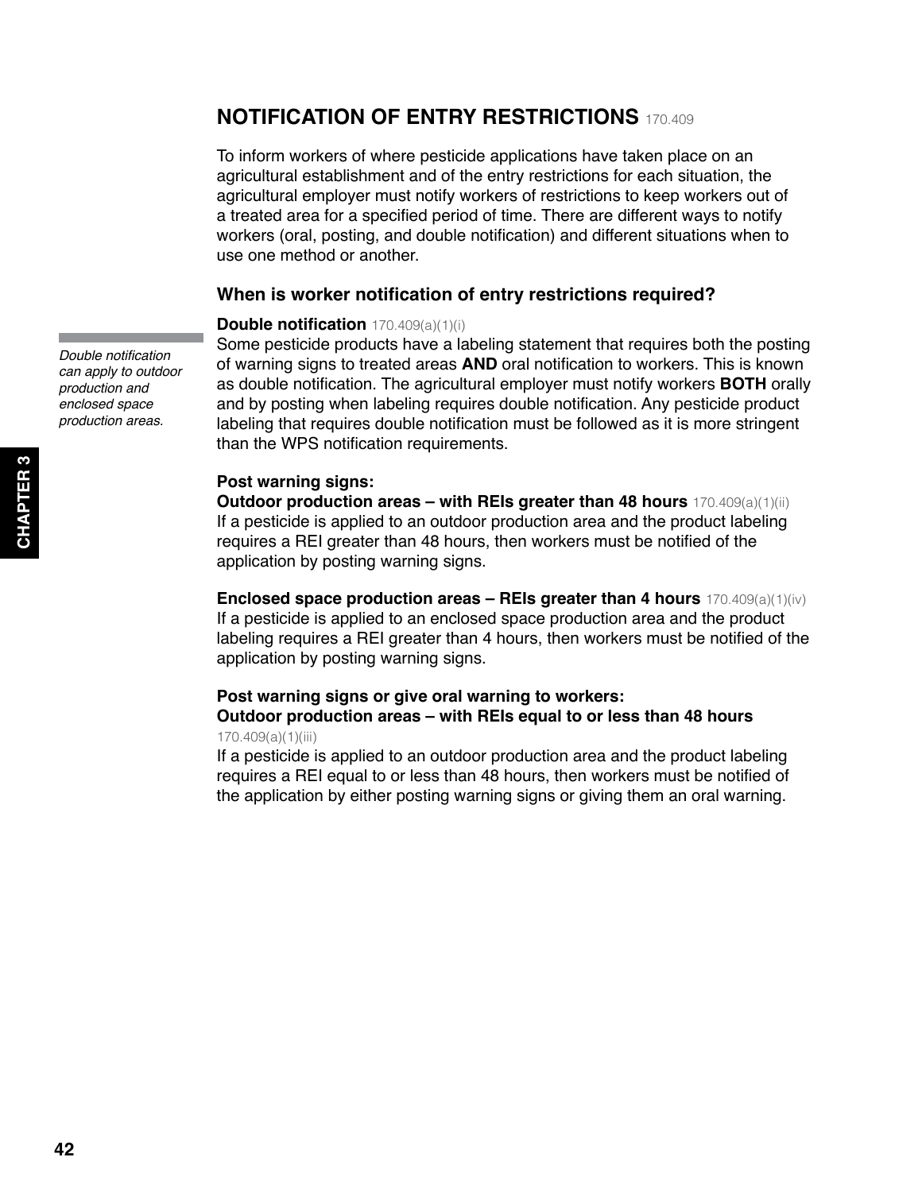## NOTIFICATION OF ENTRY RESTRICTIONS 170.409

To inform workers of where pesticide applications have taken place on an agricultural establishment and of the entry restrictions for each situation, the agricultural employer must notify workers of restrictions to keep workers out of a treated area for a specified period of time. There are different ways to notify workers (oral, posting, and double notification) and different situations when to use one method or another.

### When is worker notification of entry restrictions required?

*Double notification can apply to outdoor production and enclosed space production areas.*

**Double notification** 170.409(a)(1)(i)
Some pesticide products have a labeling statement that requires both the posting of warning signs to treated areas **AND** oral notification to workers. This is known as double notification. The agricultural employer must notify workers **BOTH** orally and by posting when labeling requires double notification. Any pesticide product labeling that requires double notification must be followed as it is more stringent than the WPS notification requirements.

**Post warning signs:**
**Outdoor production areas – with REIs greater than 48 hours** 170.409(a)(1)(ii)
If a pesticide is applied to an outdoor production area and the product labeling requires a REI greater than 48 hours, then workers must be notified of the application by posting warning signs.

**Enclosed space production areas – REIs greater than 4 hours** 170.409(a)(1)(iv)
If a pesticide is applied to an enclosed space production area and the product labeling requires a REI greater than 4 hours, then workers must be notified of the application by posting warning signs.

**Post warning signs or give oral warning to workers:**
**Outdoor production areas – with REIs equal to or less than 48 hours**
170.409(a)(1)(iii)
If a pesticide is applied to an outdoor production area and the product labeling requires a REI equal to or less than 48 hours, then workers must be notified of the application by either posting warning signs or giving them an oral warning.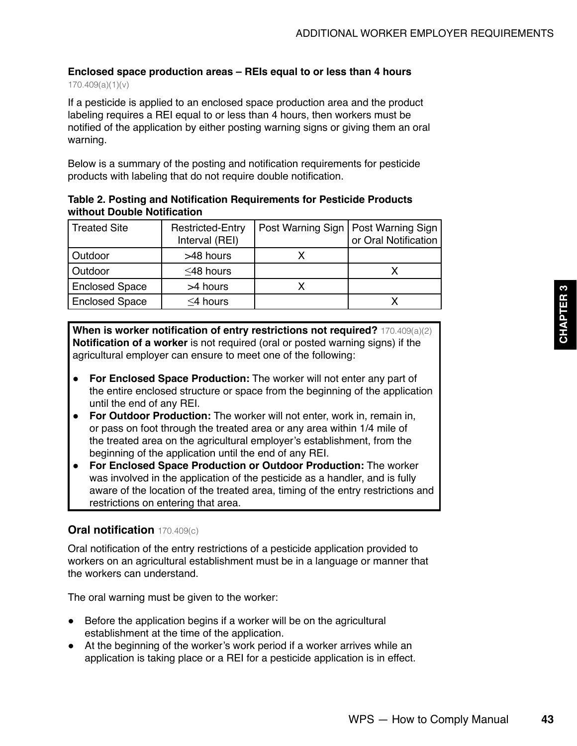### Enclosed space production areas – REIs equal to or less than 4 hours

170.409(a)(1)(v)

If a pesticide is applied to an enclosed space production area and the product labeling requires a REI equal to or less than 4 hours, then workers must be notified of the application by either posting warning signs or giving them an oral warning.

Below is a summary of the posting and notification requirements for pesticide products with labeling that do not require double notification.

**Table 2. Posting and Notification Requirements for Pesticide Products without Double Notification**

| Treated Site | Restricted-Entry Interval (REI) | Post Warning Sign | Post Warning Sign or Oral Notification |
|---|---|---|---|
| Outdoor | >48 hours | X | |
| Outdoor | ≤48 hours | | X |
| Enclosed Space | >4 hours | X | |
| Enclosed Space | ≤4 hours | | X |

**When is worker notification of entry restrictions not required?** 170.409(a)(2)
**Notification of a worker** is not required (oral or posted warning signs) if the agricultural employer can ensure to meet one of the following:

- **For Enclosed Space Production:** The worker will not enter any part of the entire enclosed structure or space from the beginning of the application until the end of any REI.
- **For Outdoor Production:** The worker will not enter, work in, remain in, or pass on foot through the treated area or any area within 1/4 mile of the treated area on the agricultural employer's establishment, from the beginning of the application until the end of any REI.
- **For Enclosed Space Production or Outdoor Production:** The worker was involved in the application of the pesticide as a handler, and is fully aware of the location of the treated area, timing of the entry restrictions and restrictions on entering that area.

## Oral notification 170.409(c)

Oral notification of the entry restrictions of a pesticide application provided to workers on an agricultural establishment must be in a language or manner that the workers can understand.

The oral warning must be given to the worker:

- Before the application begins if a worker will be on the agricultural establishment at the time of the application.
- At the beginning of the worker's work period if a worker arrives while an application is taking place or a REI for a pesticide application is in effect.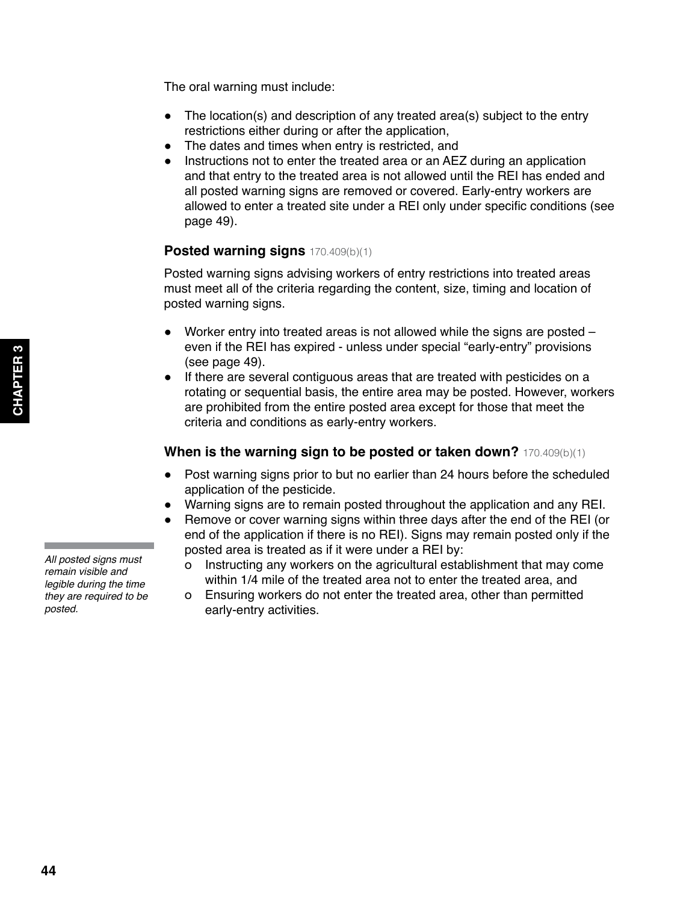The oral warning must include:

- The location(s) and description of any treated area(s) subject to the entry restrictions either during or after the application,
- The dates and times when entry is restricted, and
- Instructions not to enter the treated area or an AEZ during an application and that entry to the treated area is not allowed until the REI has ended and all posted warning signs are removed or covered. Early-entry workers are allowed to enter a treated site under a REI only under specific conditions (see page 49).

### Posted warning signs 170.409(b)(1)

Posted warning signs advising workers of entry restrictions into treated areas must meet all of the criteria regarding the content, size, timing and location of posted warning signs.

- Worker entry into treated areas is not allowed while the signs are posted – even if the REI has expired - unless under special "early-entry" provisions (see page 49).
- If there are several contiguous areas that are treated with pesticides on a rotating or sequential basis, the entire area may be posted. However, workers are prohibited from the entire posted area except for those that meet the criteria and conditions as early-entry workers.

### When is the warning sign to be posted or taken down? 170.409(b)(1)

- Post warning signs prior to but no earlier than 24 hours before the scheduled application of the pesticide.
- Warning signs are to remain posted throughout the application and any REI.
- Remove or cover warning signs within three days after the end of the REI (or end of the application if there is no REI). Signs may remain posted only if the posted area is treated as if it were under a REI by:
  - Instructing any workers on the agricultural establishment that may come within 1/4 mile of the treated area not to enter the treated area, and
  - Ensuring workers do not enter the treated area, other than permitted early-entry activities.

*All posted signs must remain visible and legible during the time they are required to be posted.*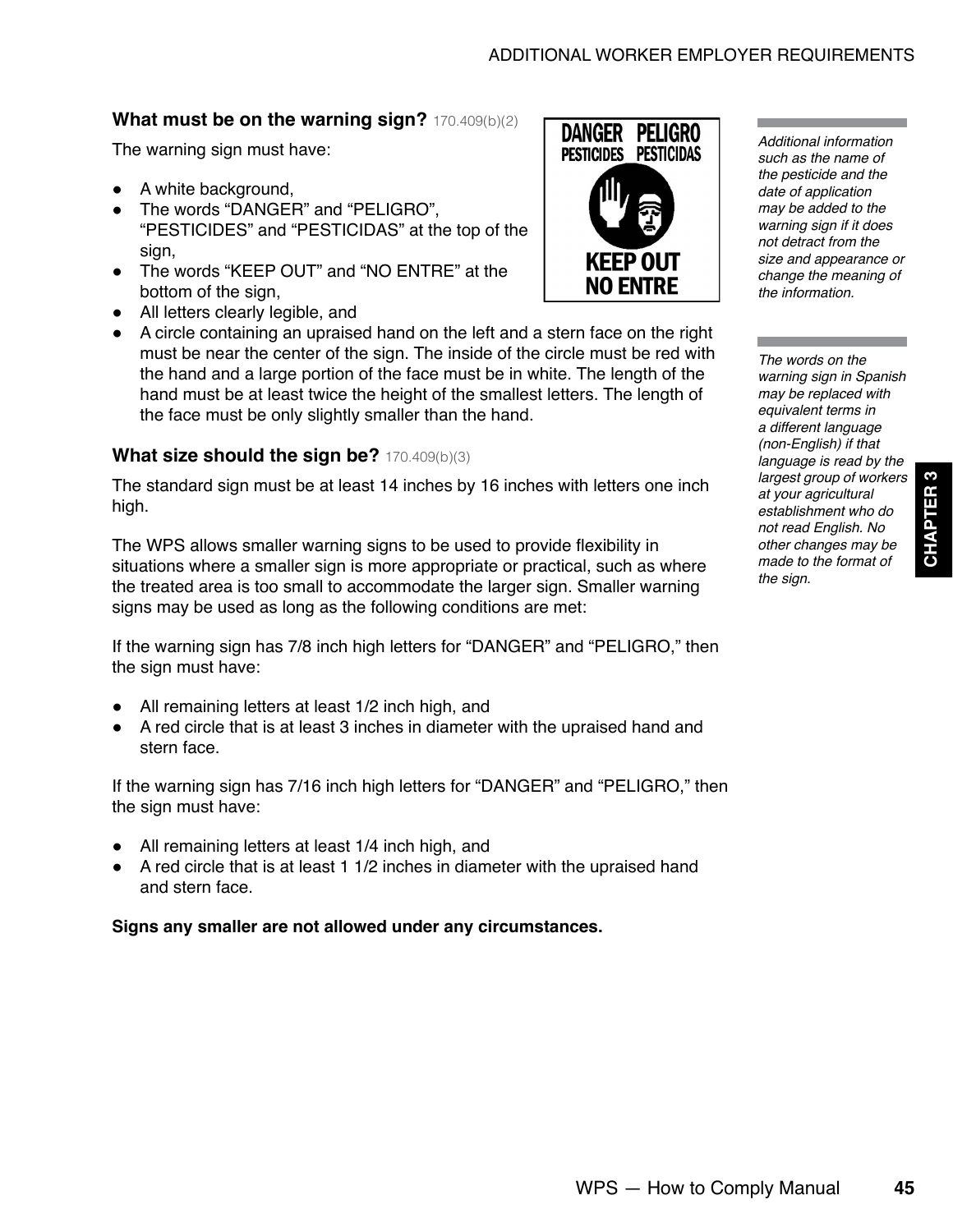### What must be on the warning sign? 170.409(b)(2)

The warning sign must have:

- A white background,
- The words "DANGER" and "PELIGRO", "PESTICIDES" and "PESTICIDAS" at the top of the sign,
- The words "KEEP OUT" and "NO ENTRE" at the bottom of the sign,
- All letters clearly legible, and
- A circle containing an upraised hand on the left and a stern face on the right must be near the center of the sign. The inside of the circle must be red with the hand and a large portion of the face must be in white. The length of the hand must be at least twice the height of the smallest letters. The length of the face must be only slightly smaller than the hand.

DANGER PELIGRO
PESTICIDES PESTICIDAS
KEEP OUT
NO ENTRE

*Additional information such as the name of the pesticide and the date of application may be added to the warning sign if it does not detract from the size and appearance or change the meaning of the information.*

*The words on the warning sign in Spanish may be replaced with equivalent terms in a different language (non-English) if that language is read by the largest group of workers at your agricultural establishment who do not read English. No other changes may be made to the format of the sign.*

### What size should the sign be? 170.409(b)(3)

The standard sign must be at least 14 inches by 16 inches with letters one inch high.

The WPS allows smaller warning signs to be used to provide flexibility in situations where a smaller sign is more appropriate or practical, such as where the treated area is too small to accommodate the larger sign. Smaller warning signs may be used as long as the following conditions are met:

If the warning sign has 7/8 inch high letters for "DANGER" and "PELIGRO," then the sign must have:

- All remaining letters at least 1/2 inch high, and
- A red circle that is at least 3 inches in diameter with the upraised hand and stern face.

If the warning sign has 7/16 inch high letters for "DANGER" and "PELIGRO," then the sign must have:

- All remaining letters at least 1/4 inch high, and
- A red circle that is at least 1 1/2 inches in diameter with the upraised hand and stern face.

**Signs any smaller are not allowed under any circumstances.**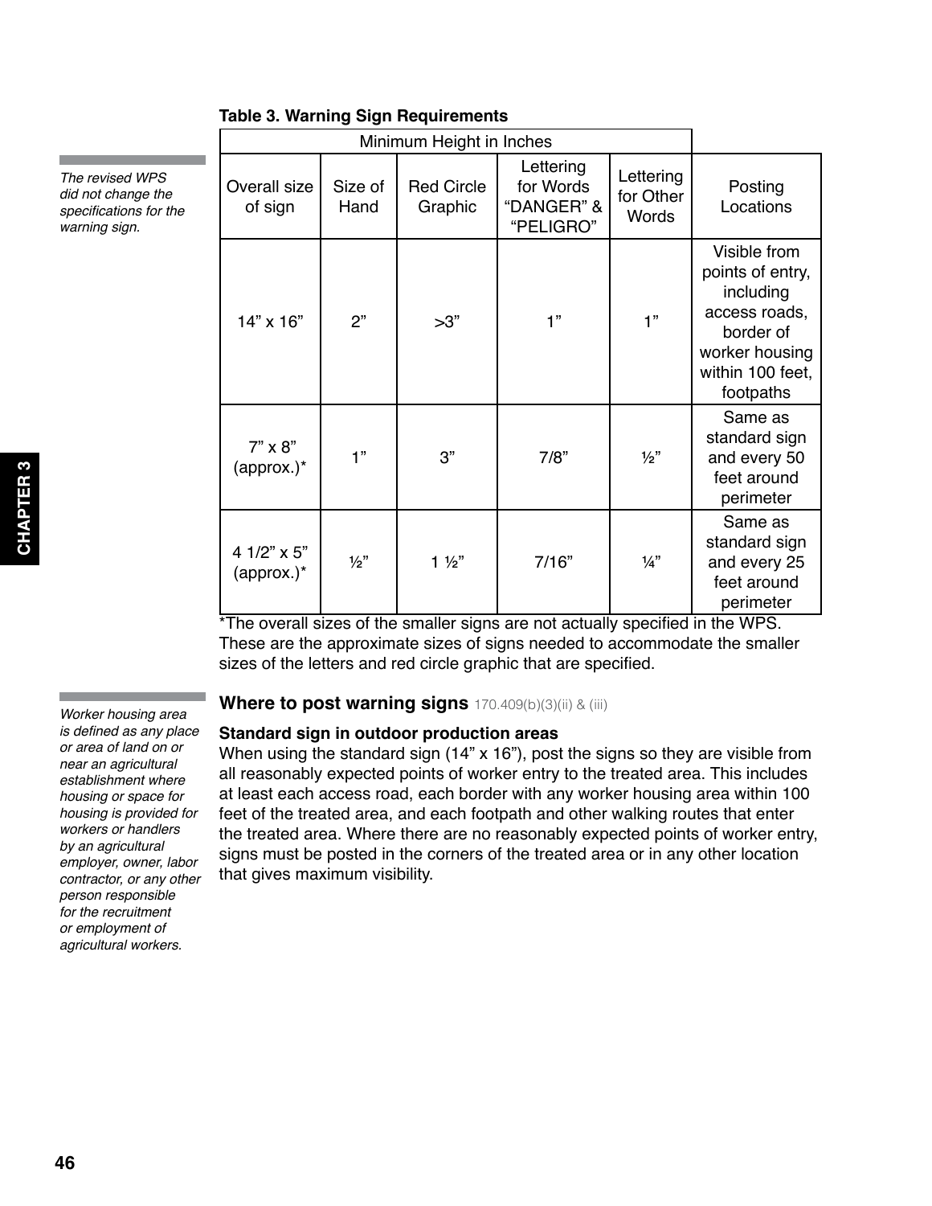*The revised WPS did not change the specifications for the warning sign.*

**Table 3. Warning Sign Requirements**

| Minimum Height in Inches | | | | | |
|---|---|---|---|---|---|
| Overall size of sign | Size of Hand | Red Circle Graphic | Lettering for Words "DANGER" & "PELIGRO" | Lettering for Other Words | Posting Locations |
| 14" x 16" | 2" | >3" | 1" | 1" | Visible from points of entry, including access roads, border of worker housing within 100 feet, footpaths |
| 7" x 8" (approx.)* | 1" | 3" | 7/8" | ½" | Same as standard sign and every 50 feet around perimeter |
| 4 1/2" x 5" (approx.)* | ½" | 1 ½" | 7/16" | ¼" | Same as standard sign and every 25 feet around perimeter |

*The overall sizes of the smaller signs are not actually specified in the WPS. These are the approximate sizes of signs needed to accommodate the smaller sizes of the letters and red circle graphic that are specified.

*Worker housing area is defined as any place or area of land on or near an agricultural establishment where housing or space for housing is provided for workers or handlers by an agricultural employer, owner, labor contractor, or any other person responsible for the recruitment or employment of agricultural workers.*

### Where to post warning signs 170.409(b)(3)(ii) & (iii)

**Standard sign in outdoor production areas**

When using the standard sign (14" x 16"), post the signs so they are visible from all reasonably expected points of worker entry to the treated area. This includes at least each access road, each border with any worker housing area within 100 feet of the treated area, and each footpath and other walking routes that enter the treated area. Where there are no reasonably expected points of worker entry, signs must be posted in the corners of the treated area or in any other location that gives maximum visibility.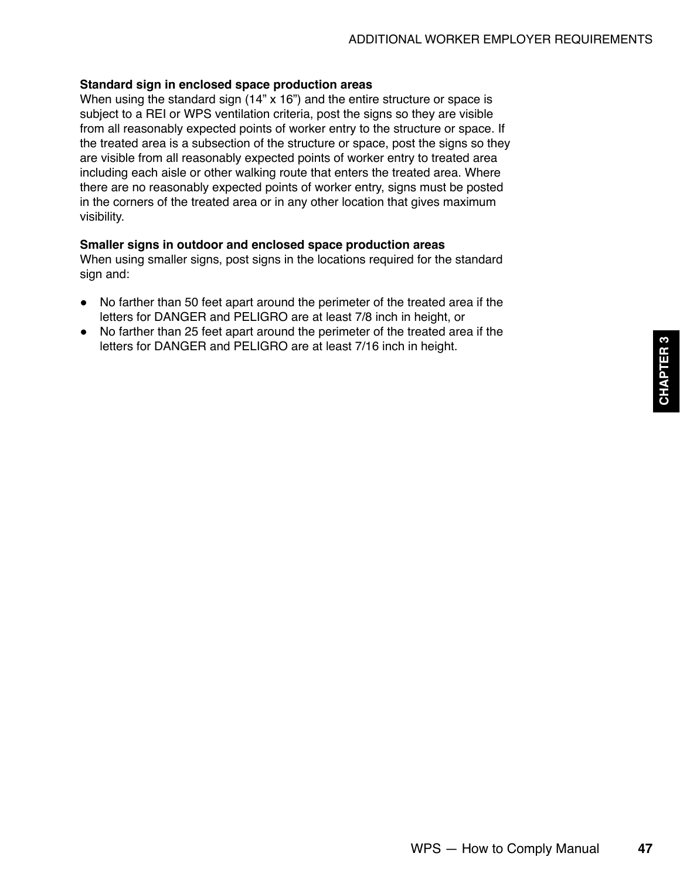**Standard sign in enclosed space production areas**
When using the standard sign (14” x 16”) and the entire structure or space is subject to a REI or WPS ventilation criteria, post the signs so they are visible from all reasonably expected points of worker entry to the structure or space. If the treated area is a subsection of the structure or space, post the signs so they are visible from all reasonably expected points of worker entry to treated area including each aisle or other walking route that enters the treated area. Where there are no reasonably expected points of worker entry, signs must be posted in the corners of the treated area or in any other location that gives maximum visibility.

**Smaller signs in outdoor and enclosed space production areas**
When using smaller signs, post signs in the locations required for the standard sign and:

- No farther than 50 feet apart around the perimeter of the treated area if the letters for DANGER and PELIGRO are at least 7/8 inch in height, or
- No farther than 25 feet apart around the perimeter of the treated area if the letters for DANGER and PELIGRO are at least 7/16 inch in height.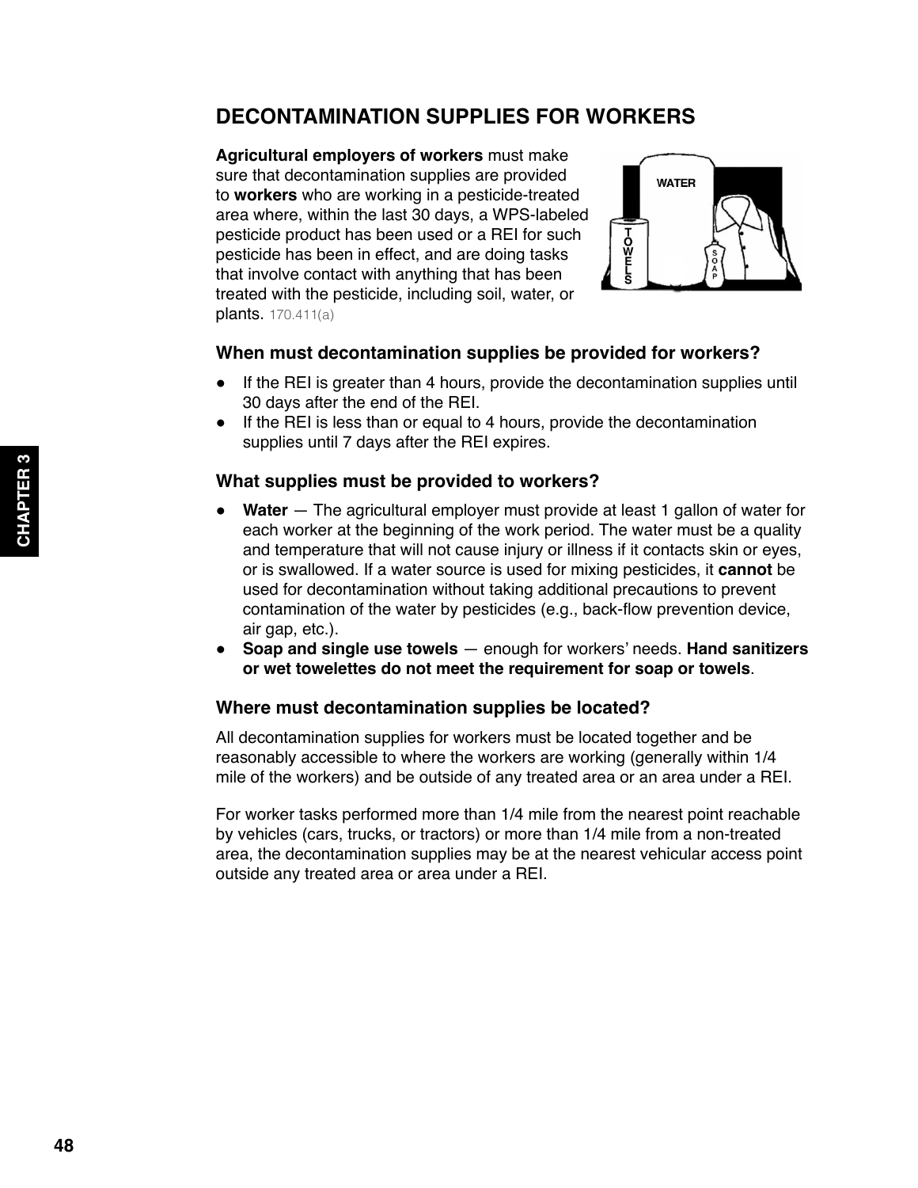## DECONTAMINATION SUPPLIES FOR WORKERS

**Agricultural employers of workers** must make sure that decontamination supplies are provided to **workers** who are working in a pesticide-treated area where, within the last 30 days, a WPS-labeled pesticide product has been used or a REI for such pesticide has been in effect, and are doing tasks that involve contact with anything that has been treated with the pesticide, including soil, water, or plants. 170.411(a)

### When must decontamination supplies be provided for workers?

- If the REI is greater than 4 hours, provide the decontamination supplies until 30 days after the end of the REI.
- If the REI is less than or equal to 4 hours, provide the decontamination supplies until 7 days after the REI expires.

### What supplies must be provided to workers?

- **Water** — The agricultural employer must provide at least 1 gallon of water for each worker at the beginning of the work period. The water must be a quality and temperature that will not cause injury or illness if it contacts skin or eyes, or is swallowed. If a water source is used for mixing pesticides, it **cannot** be used for decontamination without taking additional precautions to prevent contamination of the water by pesticides (e.g., back-flow prevention device, air gap, etc.).
- **Soap and single use towels** — enough for workers' needs. **Hand sanitizers or wet towelettes do not meet the requirement for soap or towels**.

### Where must decontamination supplies be located?

All decontamination supplies for workers must be located together and be reasonably accessible to where the workers are working (generally within 1/4 mile of the workers) and be outside of any treated area or an area under a REI.

For worker tasks performed more than 1/4 mile from the nearest point reachable by vehicles (cars, trucks, or tractors) or more than 1/4 mile from a non-treated area, the decontamination supplies may be at the nearest vehicular access point outside any treated area or area under a REI.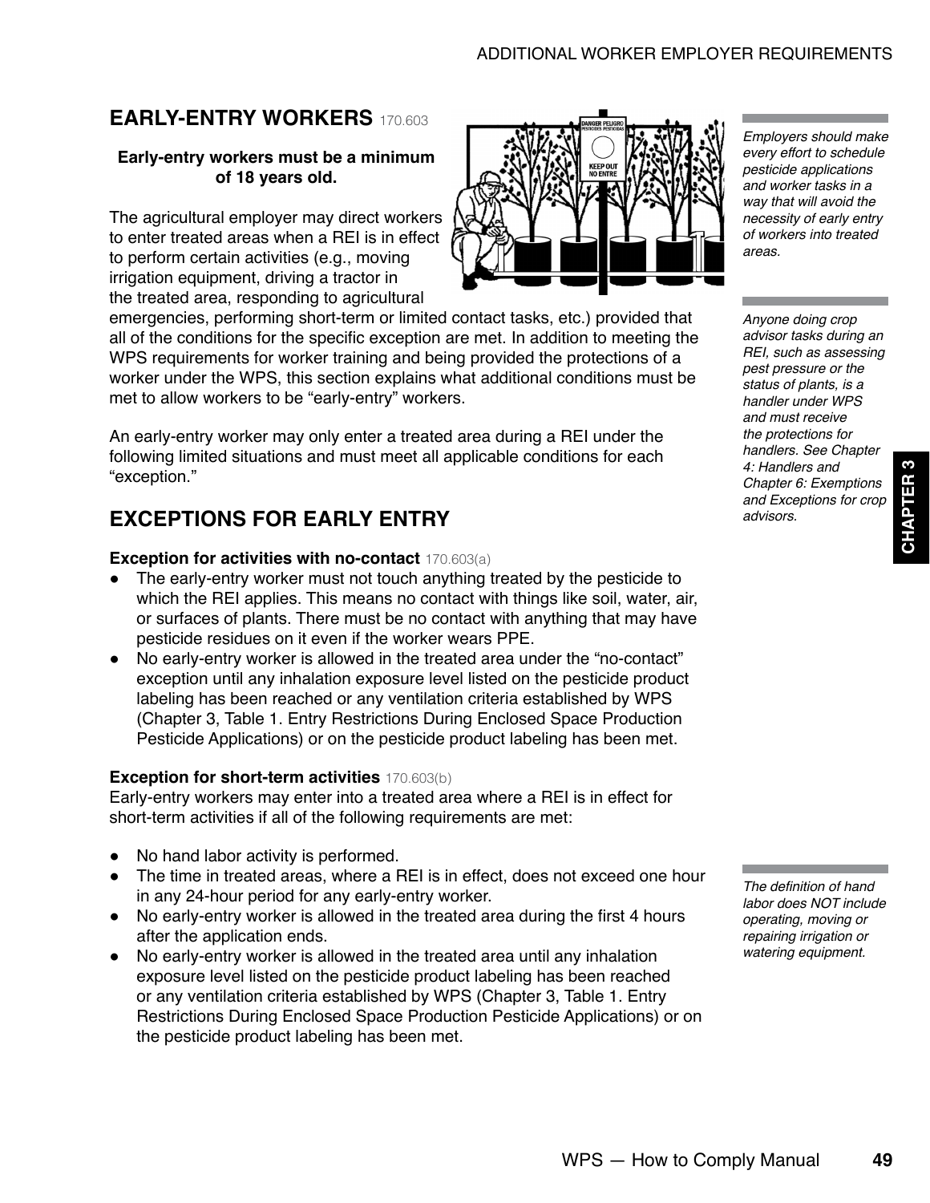## EARLY-ENTRY WORKERS 170.603

**Early-entry workers must be a minimum of 18 years old.**

The agricultural employer may direct workers to enter treated areas when a REI is in effect to perform certain activities (e.g., moving irrigation equipment, driving a tractor in the treated area, responding to agricultural emergencies, performing short-term or limited contact tasks, etc.) provided that all of the conditions for the specific exception are met. In addition to meeting the WPS requirements for worker training and being provided the protections of a worker under the WPS, this section explains what additional conditions must be met to allow workers to be "early-entry" workers.

*Employers should make every effort to schedule pesticide applications and worker tasks in a way that will avoid the necessity of early entry of workers into treated areas.*

An early-entry worker may only enter a treated area during a REI under the following limited situations and must meet all applicable conditions for each "exception."

*Anyone doing crop advisor tasks during an REI, such as assessing pest pressure or the status of plants, is a handler under WPS and must receive the protections for handlers. See Chapter 4: Handlers and Chapter 6: Exemptions and Exceptions for crop advisors.*

## EXCEPTIONS FOR EARLY ENTRY

**Exception for activities with no-contact** 170.603(a)

- The early-entry worker must not touch anything treated by the pesticide to which the REI applies. This means no contact with things like soil, water, air, or surfaces of plants. There must be no contact with anything that may have pesticide residues on it even if the worker wears PPE.
- No early-entry worker is allowed in the treated area under the "no-contact" exception until any inhalation exposure level listed on the pesticide product labeling has been reached or any ventilation criteria established by WPS (Chapter 3, Table 1. Entry Restrictions During Enclosed Space Production Pesticide Applications) or on the pesticide product labeling has been met.

**Exception for short-term activities** 170.603(b)

Early-entry workers may enter into a treated area where a REI is in effect for short-term activities if all of the following requirements are met:

- No hand labor activity is performed.
- The time in treated areas, where a REI is in effect, does not exceed one hour in any 24-hour period for any early-entry worker.
- No early-entry worker is allowed in the treated area during the first 4 hours after the application ends.
- No early-entry worker is allowed in the treated area until any inhalation exposure level listed on the pesticide product labeling has been reached or any ventilation criteria established by WPS (Chapter 3, Table 1. Entry Restrictions During Enclosed Space Production Pesticide Applications) or on the pesticide product labeling has been met.

*The definition of hand labor does NOT include operating, moving or repairing irrigation or watering equipment.*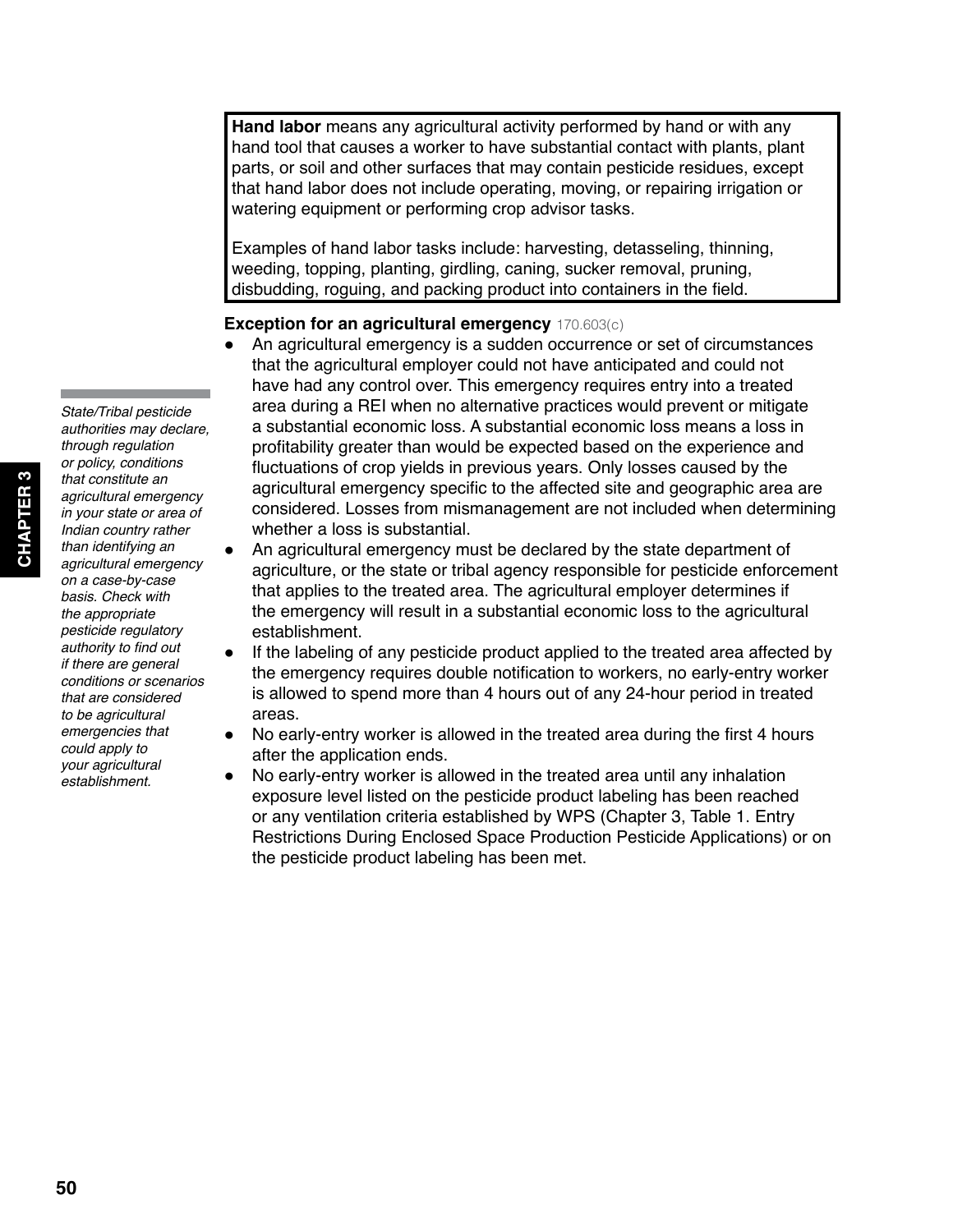**Hand labor** means any agricultural activity performed by hand or with any hand tool that causes a worker to have substantial contact with plants, plant parts, or soil and other surfaces that may contain pesticide residues, except that hand labor does not include operating, moving, or repairing irrigation or watering equipment or performing crop advisor tasks.

Examples of hand labor tasks include: harvesting, detasseling, thinning, weeding, topping, planting, girdling, caning, sucker removal, pruning, disbudding, roguing, and packing product into containers in the field.

**Exception for an agricultural emergency** 170.603(c)

- An agricultural emergency is a sudden occurrence or set of circumstances that the agricultural employer could not have anticipated and could not have had any control over. This emergency requires entry into a treated area during a REI when no alternative practices would prevent or mitigate a substantial economic loss. A substantial economic loss means a loss in profitability greater than would be expected based on the experience and fluctuations of crop yields in previous years. Only losses caused by the agricultural emergency specific to the affected site and geographic area are considered. Losses from mismanagement are not included when determining whether a loss is substantial.
- An agricultural emergency must be declared by the state department of agriculture, or the state or tribal agency responsible for pesticide enforcement that applies to the treated area. The agricultural employer determines if the emergency will result in a substantial economic loss to the agricultural establishment.
- If the labeling of any pesticide product applied to the treated area affected by the emergency requires double notification to workers, no early-entry worker is allowed to spend more than 4 hours out of any 24-hour period in treated areas.
- No early-entry worker is allowed in the treated area during the first 4 hours after the application ends.
- No early-entry worker is allowed in the treated area until any inhalation exposure level listed on the pesticide product labeling has been reached or any ventilation criteria established by WPS (Chapter 3, Table 1. Entry Restrictions During Enclosed Space Production Pesticide Applications) or on the pesticide product labeling has been met.

*State/Tribal pesticide authorities may declare, through regulation or policy, conditions that constitute an agricultural emergency in your state or area of Indian country rather than identifying an agricultural emergency on a case-by-case basis. Check with the appropriate pesticide regulatory authority to find out if there are general conditions or scenarios that are considered to be agricultural emergencies that could apply to your agricultural establishment.*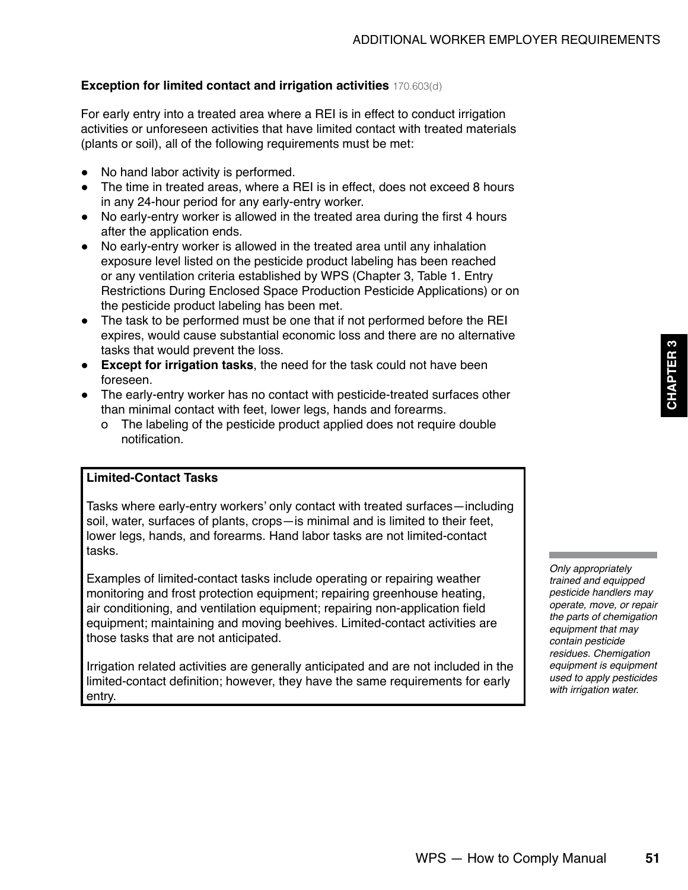### Exception for limited contact and irrigation activities 170.603(d)

For early entry into a treated area where a REI is in effect to conduct irrigation activities or unforeseen activities that have limited contact with treated materials (plants or soil), all of the following requirements must be met:

- No hand labor activity is performed.
- The time in treated areas, where a REI is in effect, does not exceed 8 hours in any 24-hour period for any early-entry worker.
- No early-entry worker is allowed in the treated area during the first 4 hours after the application ends.
- No early-entry worker is allowed in the treated area until any inhalation exposure level listed on the pesticide product labeling has been reached or any ventilation criteria established by WPS (Chapter 3, Table 1. Entry Restrictions During Enclosed Space Production Pesticide Applications) or on the pesticide product labeling has been met.
- The task to be performed must be one that if not performed before the REI expires, would cause substantial economic loss and there are no alternative tasks that would prevent the loss.
- **Except for irrigation tasks**, the need for the task could not have been foreseen.
- The early-entry worker has no contact with pesticide-treated surfaces other than minimal contact with feet, lower legs, hands and forearms.
  - The labeling of the pesticide product applied does not require double notification.

**Limited-Contact Tasks**

Tasks where early-entry workers' only contact with treated surfaces—including soil, water, surfaces of plants, crops—is minimal and is limited to their feet, lower legs, hands, and forearms. Hand labor tasks are not limited-contact tasks.

Examples of limited-contact tasks include operating or repairing weather monitoring and frost protection equipment; repairing greenhouse heating, air conditioning, and ventilation equipment; repairing non-application field equipment; maintaining and moving beehives. Limited-contact activities are those tasks that are not anticipated.

Irrigation related activities are generally anticipated and are not included in the limited-contact definition; however, they have the same requirements for early entry.

*Only appropriately trained and equipped pesticide handlers may operate, move, or repair the parts of chemigation equipment that may contain pesticide residues. Chemigation equipment is equipment used to apply pesticides with irrigation water.*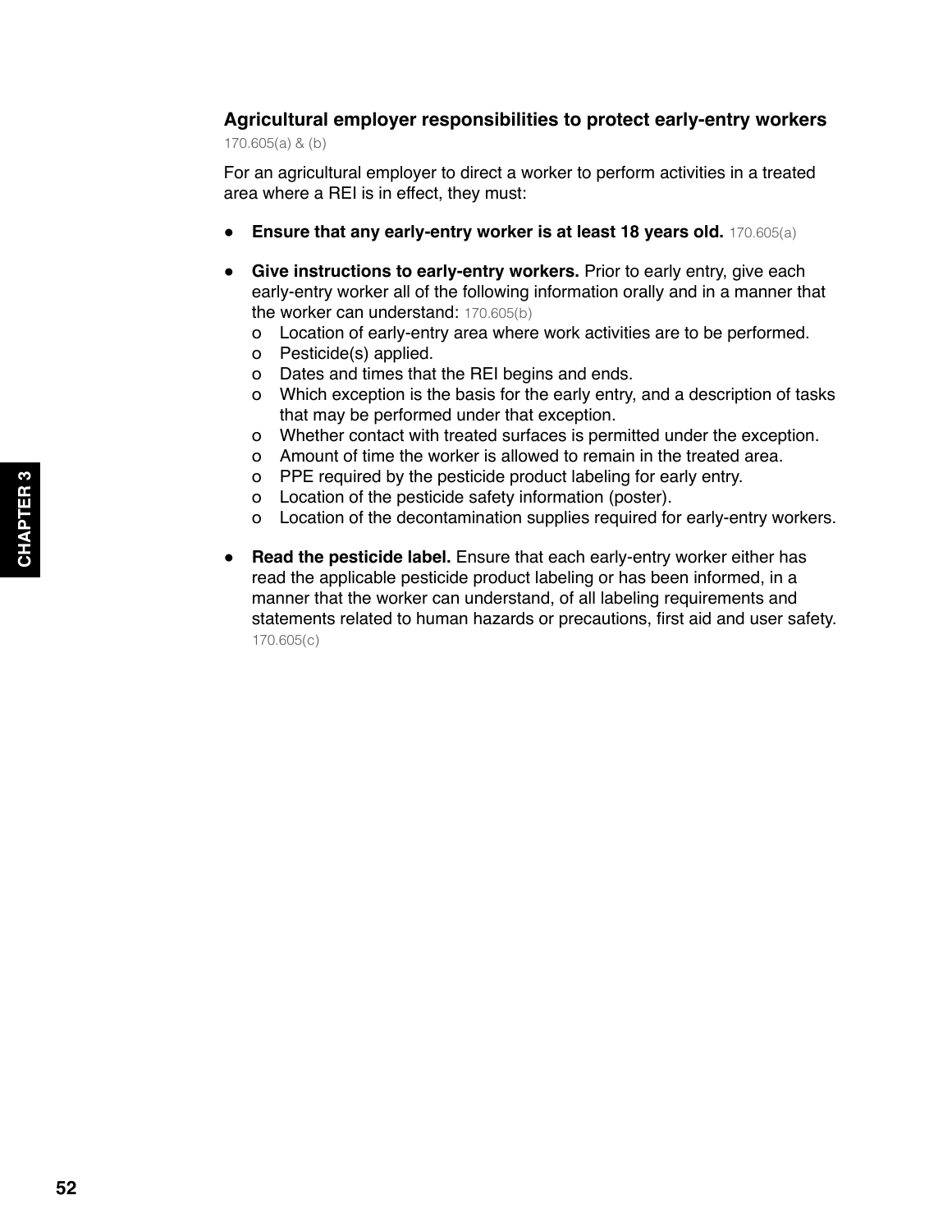### Agricultural employer responsibilities to protect early-entry workers

170.605(a) & (b)

For an agricultural employer to direct a worker to perform activities in a treated area where a REI is in effect, they must:

- **Ensure that any early-entry worker is at least 18 years old.** 170.605(a)
- **Give instructions to early-entry workers.** Prior to early entry, give each early-entry worker all of the following information orally and in a manner that the worker can understand: 170.605(b)
    - Location of early-entry area where work activities are to be performed.
    - Pesticide(s) applied.
    - Dates and times that the REI begins and ends.
    - Which exception is the basis for the early entry, and a description of tasks that may be performed under that exception.
    - Whether contact with treated surfaces is permitted under the exception.
    - Amount of time the worker is allowed to remain in the treated area.
    - PPE required by the pesticide product labeling for early entry.
    - Location of the pesticide safety information (poster).
    - Location of the decontamination supplies required for early-entry workers.
- **Read the pesticide label.** Ensure that each early-entry worker either has read the applicable pesticide product labeling or has been informed, in a manner that the worker can understand, of all labeling requirements and statements related to human hazards or precautions, first aid and user safety. 170.605(c)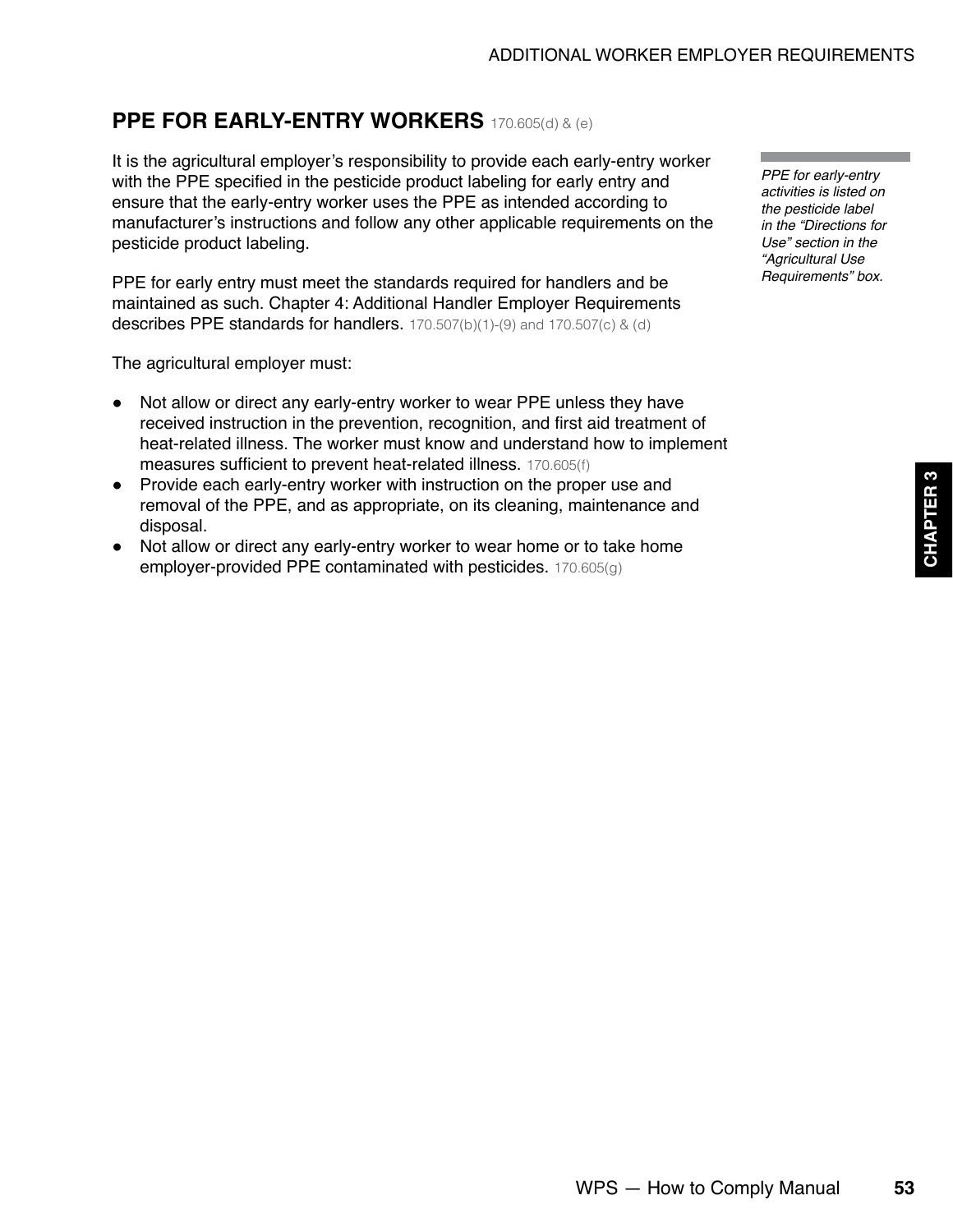## PPE FOR EARLY-ENTRY WORKERS 170.605(d) & (e)

It is the agricultural employer's responsibility to provide each early-entry worker with the PPE specified in the pesticide product labeling for early entry and ensure that the early-entry worker uses the PPE as intended according to manufacturer's instructions and follow any other applicable requirements on the pesticide product labeling.

*PPE for early-entry activities is listed on the pesticide label in the "Directions for Use" section in the "Agricultural Use Requirements" box.*

PPE for early entry must meet the standards required for handlers and be maintained as such. Chapter 4: Additional Handler Employer Requirements describes PPE standards for handlers. 170.507(b)(1)-(9) and 170.507(c) & (d)

The agricultural employer must:

- Not allow or direct any early-entry worker to wear PPE unless they have received instruction in the prevention, recognition, and first aid treatment of heat-related illness. The worker must know and understand how to implement measures sufficient to prevent heat-related illness. 170.605(f)
- Provide each early-entry worker with instruction on the proper use and removal of the PPE, and as appropriate, on its cleaning, maintenance and disposal.
- Not allow or direct any early-entry worker to wear home or to take home employer-provided PPE contaminated with pesticides. 170.605(g)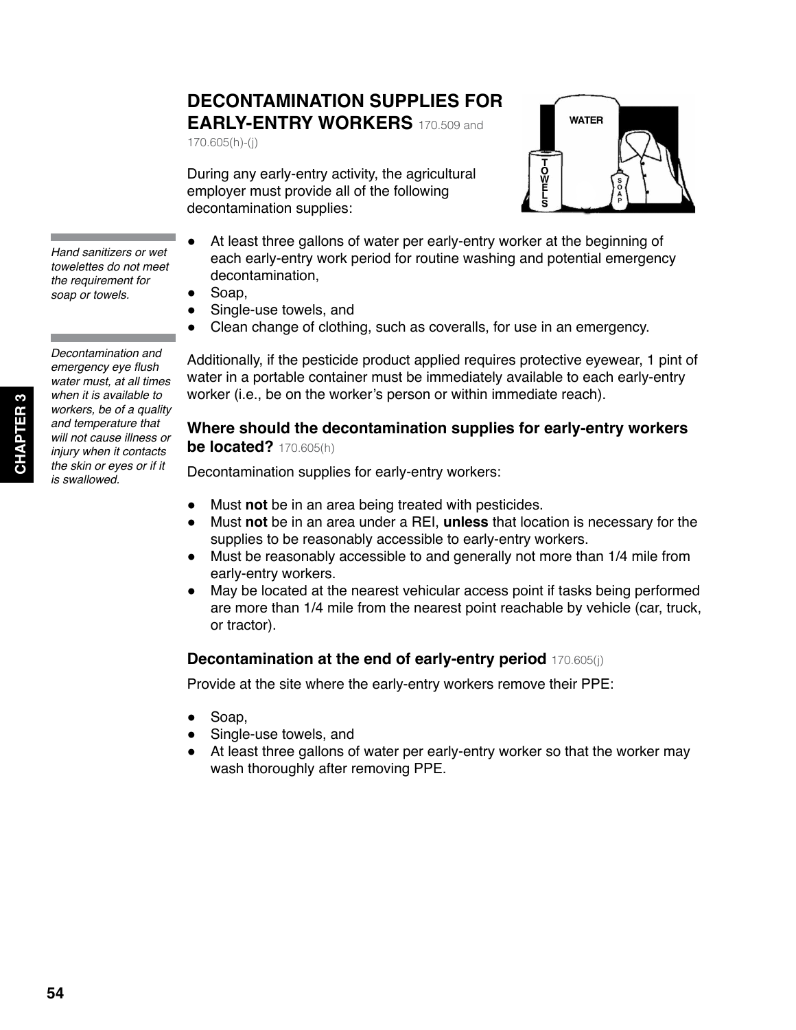## DECONTAMINATION SUPPLIES FOR EARLY-ENTRY WORKERS 170.509 and 170.605(h)-(j)

During any early-entry activity, the agricultural employer must provide all of the following decontamination supplies:

*Hand sanitizers or wet towelettes do not meet the requirement for soap or towels.*

- At least three gallons of water per early-entry worker at the beginning of each early-entry work period for routine washing and potential emergency decontamination,
- Soap,
- Single-use towels, and
- Clean change of clothing, such as coveralls, for use in an emergency.

*Decontamination and emergency eye flush water must, at all times when it is available to workers, be of a quality and temperature that will not cause illness or injury when it contacts the skin or eyes or if it is swallowed.*

Additionally, if the pesticide product applied requires protective eyewear, 1 pint of water in a portable container must be immediately available to each early-entry worker (i.e., be on the worker's person or within immediate reach).

### Where should the decontamination supplies for early-entry workers be located? 170.605(h)

Decontamination supplies for early-entry workers:

- Must **not** be in an area being treated with pesticides.
- Must **not** be in an area under a REI, **unless** that location is necessary for the supplies to be reasonably accessible to early-entry workers.
- Must be reasonably accessible to and generally not more than 1/4 mile from early-entry workers.
- May be located at the nearest vehicular access point if tasks being performed are more than 1/4 mile from the nearest point reachable by vehicle (car, truck, or tractor).

### Decontamination at the end of early-entry period 170.605(j)

Provide at the site where the early-entry workers remove their PPE:

- Soap,
- Single-use towels, and
- At least three gallons of water per early-entry worker so that the worker may wash thoroughly after removing PPE.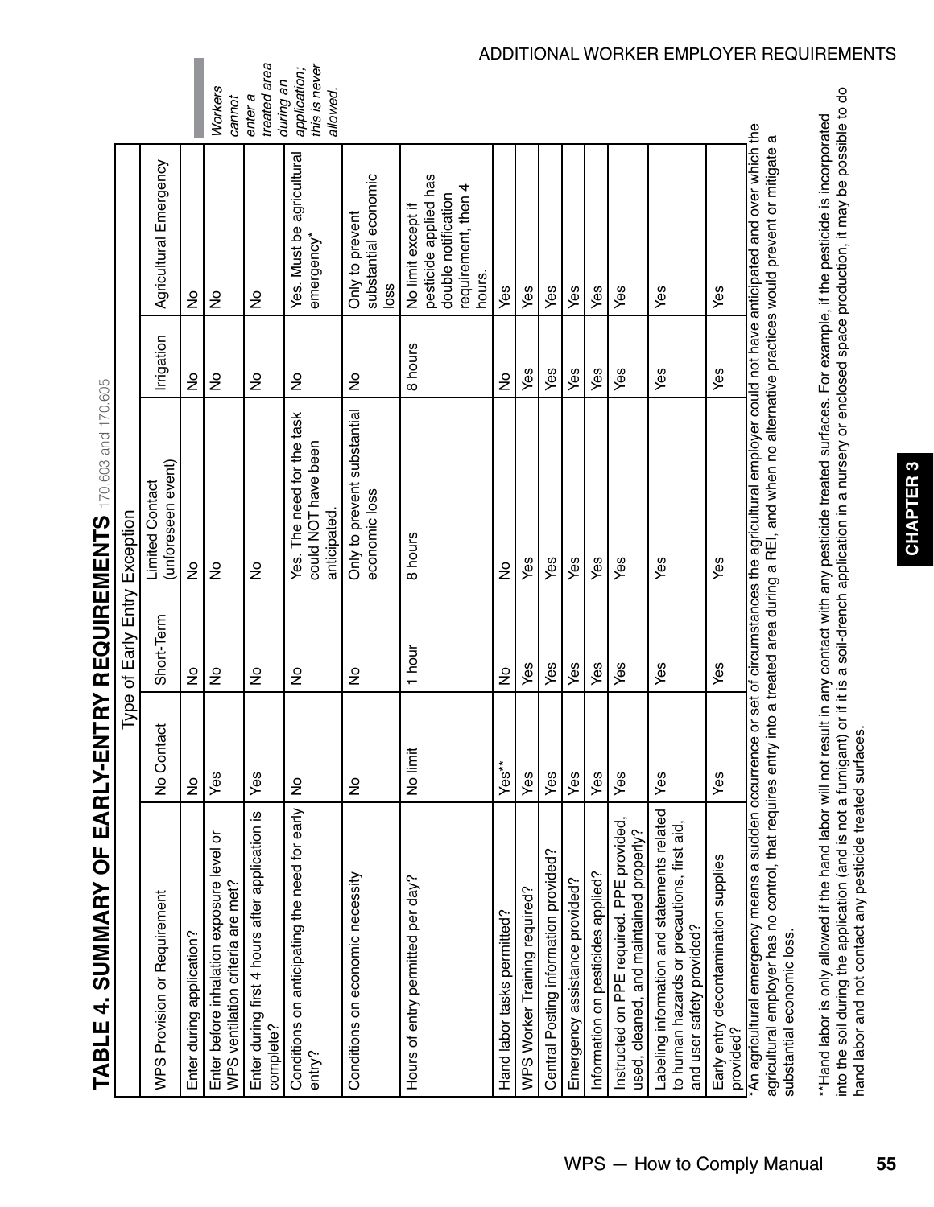# TABLE 4. SUMMARY OF EARLY-ENTRY REQUIREMENTS 170.603 and 170.605

| WPS Provision or Requirement | Type of Early Entry Exception | | | | |
|---|---|---|---|---|---|
| | No Contact | Short-Term | Limited Contact (unforeseen event) | Irrigation | Agricultural Emergency |
| Enter during application? | No | No | No | No | No |
| Enter before inhalation exposure level or WPS ventilation criteria are met? | Yes | No | No | No | No |
| Enter during first 4 hours after application is complete? | Yes | No | No | No | No |
| Conditions on anticipating the need for early entry? | No | No | Yes. The need for the task could NOT have been anticipated. | No | Yes. Must be agricultural emergency* |
| Conditions on economic necessity | No | No | Only to prevent substantial economic loss | No | Only to prevent substantial economic loss |
| Hours of entry permitted per day? | No limit | 1 hour | 8 hours | 8 hours | No limit except if pesticide applied has double notification requirement, then 4 hours. |
| Hand labor tasks permitted? | Yes** | No | No | No | Yes |
| WPS Worker Training required? | Yes | Yes | Yes | Yes | Yes |
| Central Posting information provided? | Yes | Yes | Yes | Yes | Yes |
| Emergency assistance provided? | Yes | Yes | Yes | Yes | Yes |
| Information on pesticides applied? | Yes | Yes | Yes | Yes | Yes |
| Instructed on PPE required. PPE provided, used, cleaned, and maintained properly? | Yes | Yes | Yes | Yes | Yes |
| Labeling information and statements related to human hazards or precautions, first aid, and user safety provided? | Yes | Yes | Yes | Yes | Yes |
| Early entry decontamination supplies provided? | Yes | Yes | Yes | Yes | Yes |

*An agricultural emergency means a sudden occurrence or set of circumstances the agricultural employer could not have anticipated and over which the agricultural employer has no control, that requires entry into a treated area during a REI, and when no alternative practices would prevent or mitigate a substantial economic loss.

**Hand labor is only allowed if the hand labor will not result in any contact with any pesticide treated surfaces. For example, if the pesticide is incorporated into the soil during the application (and is not a fumigant) or if it is a soil-drench application in a nursery or enclosed space production, it may be possible to do hand labor and not contact any pesticide treated surfaces.

*Workers cannot enter a treated area during an application; this is never allowed.*